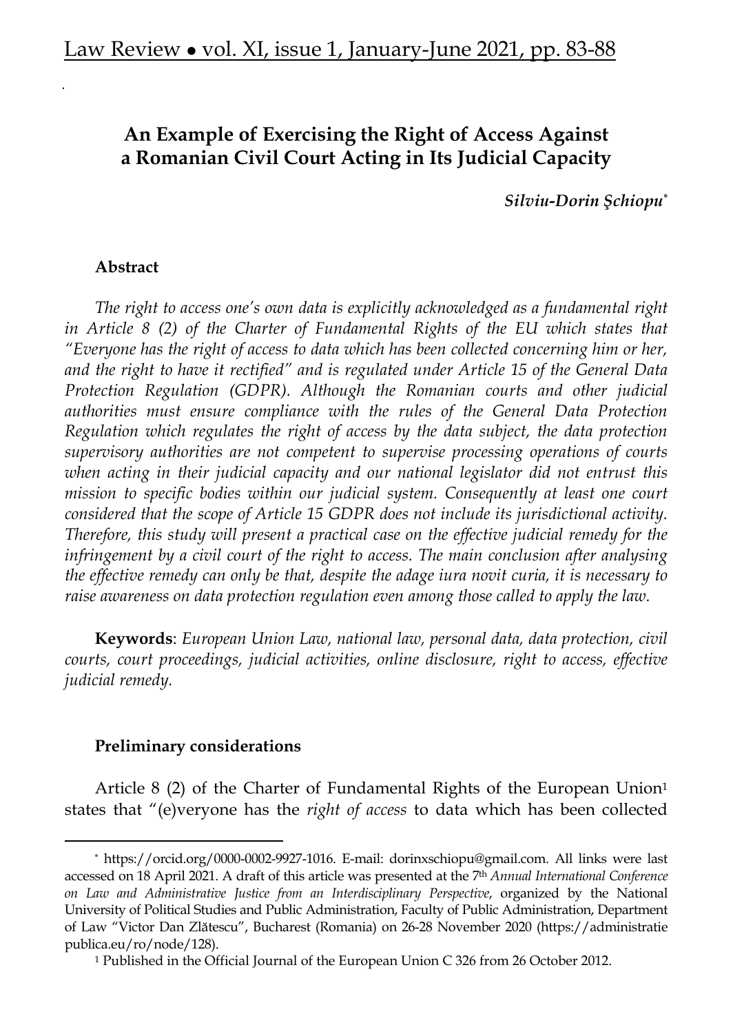# An Example of Exercising the Right of Access Against a Romanian Civil Court Acting in Its Judicial Capacity

***Silviu-Dorin Şchiopu***[*]

**Abstract**

*The right to access one's own data is explicitly acknowledged as a fundamental right in Article 8 (2) of the Charter of Fundamental Rights of the EU which states that "Everyone has the right of access to data which has been collected concerning him or her, and the right to have it rectified" and is regulated under Article 15 of the General Data Protection Regulation (GDPR). Although the Romanian courts and other judicial authorities must ensure compliance with the rules of the General Data Protection Regulation which regulates the right of access by the data subject, the data protection supervisory authorities are not competent to supervise processing operations of courts when acting in their judicial capacity and our national legislator did not entrust this mission to specific bodies within our judicial system. Consequently at least one court considered that the scope of Article 15 GDPR does not include its jurisdictional activity. Therefore, this study will present a practical case on the effective judicial remedy for the infringement by a civil court of the right to access. The main conclusion after analysing the effective remedy can only be that, despite the adage iura novit curia, it is necessary to raise awareness on data protection regulation even among those called to apply the law.*

**Keywords**: *European Union Law, national law, personal data, data protection, civil courts, court proceedings, judicial activities, online disclosure, right to access, effective judicial remedy.*

**Preliminary considerations**

Article 8 (2) of the Charter of Fundamental Rights of the European Union[1] states that "(e)veryone has the *right of access* to data which has been collected

---

[*] https://orcid.org/0000-0002-9927-1016. E-mail: dorinxschiopu@gmail.com. All links were last accessed on 18 April 2021. A draft of this article was presented at the 7th *Annual International Conference on Law and Administrative Justice from an Interdisciplinary Perspective*, organized by the National University of Political Studies and Public Administration, Faculty of Public Administration, Department of Law "Victor Dan Zlătescu", Bucharest (Romania) on 26-28 November 2020 (https://administratiepublica.eu/ro/node/128).

[1] Published in the Official Journal of the European Union C 326 from 26 October 2012.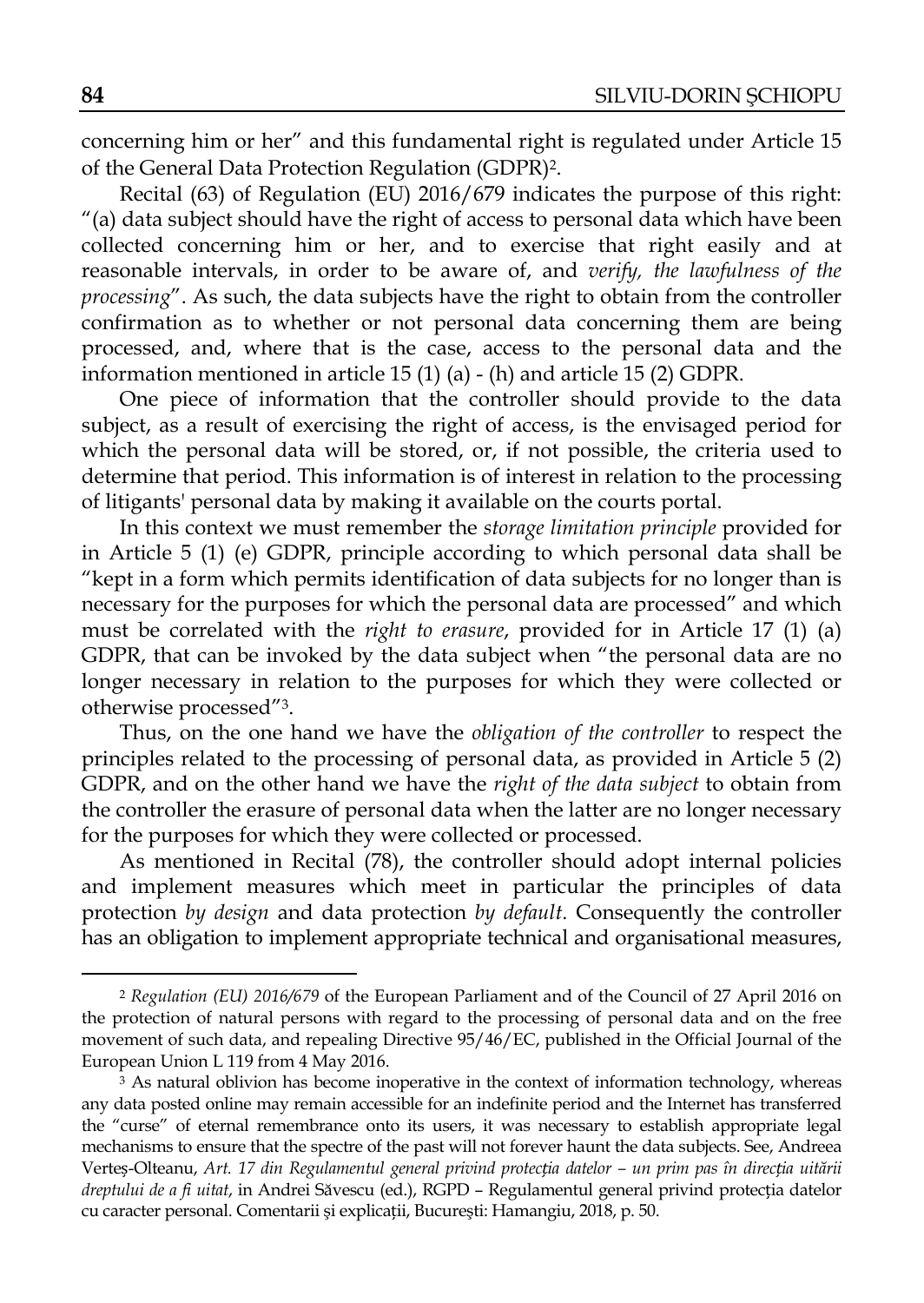concerning him or her" and this fundamental right is regulated under Article 15 of the General Data Protection Regulation (GDPR)[2].

Recital (63) of Regulation (EU) 2016/679 indicates the purpose of this right: "(a) data subject should have the right of access to personal data which have been collected concerning him or her, and to exercise that right easily and at reasonable intervals, in order to be aware of, and *verify, the lawfulness of the processing*". As such, the data subjects have the right to obtain from the controller confirmation as to whether or not personal data concerning them are being processed, and, where that is the case, access to the personal data and the information mentioned in article 15 (1) (a) - (h) and article 15 (2) GDPR.

One piece of information that the controller should provide to the data subject, as a result of exercising the right of access, is the envisaged period for which the personal data will be stored, or, if not possible, the criteria used to determine that period. This information is of interest in relation to the processing of litigants' personal data by making it available on the courts portal.

In this context we must remember the *storage limitation principle* provided for in Article 5 (1) (e) GDPR, principle according to which personal data shall be "kept in a form which permits identification of data subjects for no longer than is necessary for the purposes for which the personal data are processed" and which must be correlated with the *right to erasure*, provided for in Article 17 (1) (a) GDPR, that can be invoked by the data subject when "the personal data are no longer necessary in relation to the purposes for which they were collected or otherwise processed"[3].

Thus, on the one hand we have the *obligation of the controller* to respect the principles related to the processing of personal data, as provided in Article 5 (2) GDPR, and on the other hand we have the *right of the data subject* to obtain from the controller the erasure of personal data when the latter are no longer necessary for the purposes for which they were collected or processed.

As mentioned in Recital (78), the controller should adopt internal policies and implement measures which meet in particular the principles of data protection *by design* and data protection *by default*. Consequently the controller has an obligation to implement appropriate technical and organisational measures,

---

[2] *Regulation (EU) 2016/679* of the European Parliament and of the Council of 27 April 2016 on the protection of natural persons with regard to the processing of personal data and on the free movement of such data, and repealing Directive 95/46/EC, published in the Official Journal of the European Union L 119 from 4 May 2016.

[3] As natural oblivion has become inoperative in the context of information technology, whereas any data posted online may remain accessible for an indefinite period and the Internet has transferred the "curse" of eternal remembrance onto its users, it was necessary to establish appropriate legal mechanisms to ensure that the spectre of the past will not forever haunt the data subjects. See, Andreea Verteș-Olteanu, *Art. 17 din Regulamentul general privind protecția datelor – un prim pas în direcția uitării dreptului de a fi uitat*, in Andrei Săvescu (ed.), RGPD – Regulamentul general privind protecția datelor cu caracter personal. Comentarii și explicații, București: Hamangiu, 2018, p. 50.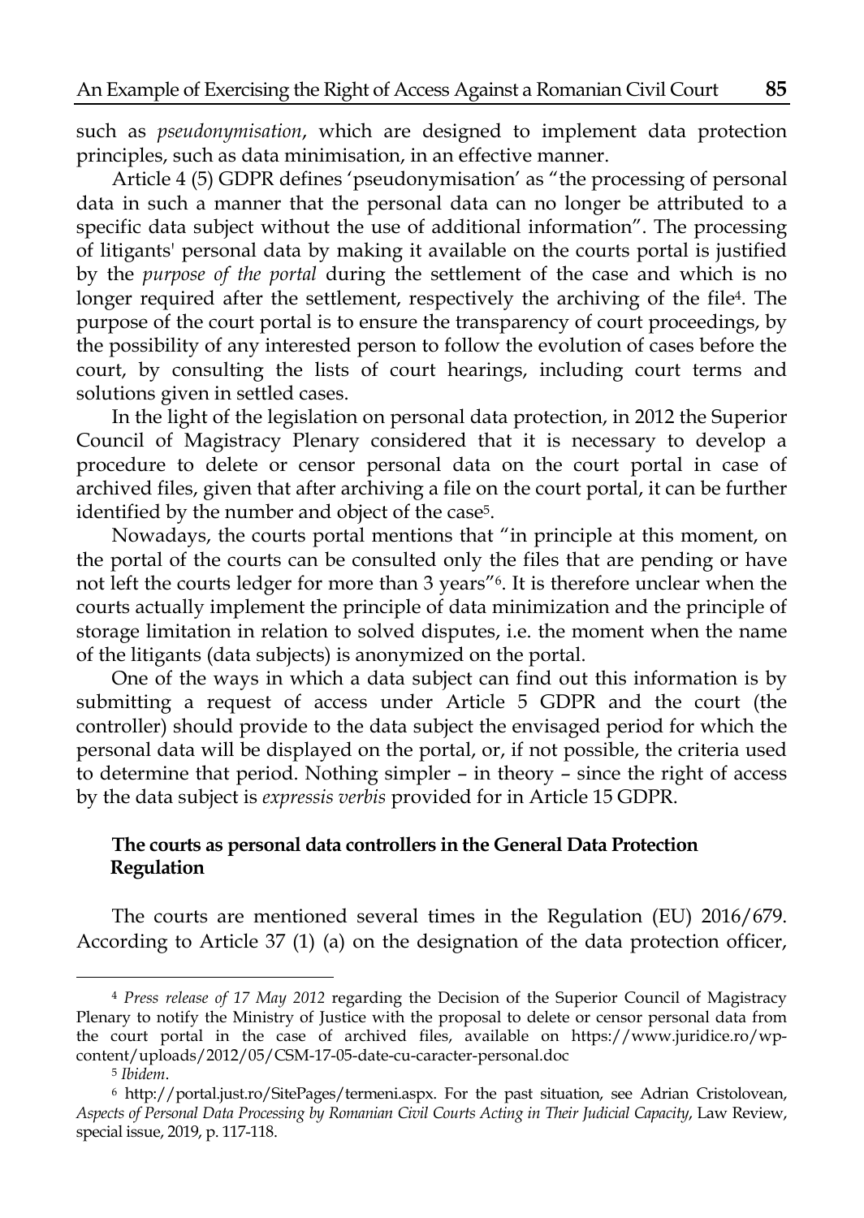such as *pseudonymisation*, which are designed to implement data protection principles, such as data minimisation, in an effective manner.

Article 4 (5) GDPR defines 'pseudonymisation' as "the processing of personal data in such a manner that the personal data can no longer be attributed to a specific data subject without the use of additional information". The processing of litigants' personal data by making it available on the courts portal is justified by the *purpose of the portal* during the settlement of the case and which is no longer required after the settlement, respectively the archiving of the file[4]. The purpose of the court portal is to ensure the transparency of court proceedings, by the possibility of any interested person to follow the evolution of cases before the court, by consulting the lists of court hearings, including court terms and solutions given in settled cases.

In the light of the legislation on personal data protection, in 2012 the Superior Council of Magistracy Plenary considered that it is necessary to develop a procedure to delete or censor personal data on the court portal in case of archived files, given that after archiving a file on the court portal, it can be further identified by the number and object of the case[5].

Nowadays, the courts portal mentions that "in principle at this moment, on the portal of the courts can be consulted only the files that are pending or have not left the courts ledger for more than 3 years"[6]. It is therefore unclear when the courts actually implement the principle of data minimization and the principle of storage limitation in relation to solved disputes, i.e. the moment when the name of the litigants (data subjects) is anonymized on the portal.

One of the ways in which a data subject can find out this information is by submitting a request of access under Article 5 GDPR and the court (the controller) should provide to the data subject the envisaged period for which the personal data will be displayed on the portal, or, if not possible, the criteria used to determine that period. Nothing simpler – in theory – since the right of access by the data subject is *expressis verbis* provided for in Article 15 GDPR.

## The courts as personal data controllers in the General Data Protection Regulation

The courts are mentioned several times in the Regulation (EU) 2016/679. According to Article 37 (1) (a) on the designation of the data protection officer,

---

[4] *Press release of 17 May 2012* regarding the Decision of the Superior Council of Magistracy Plenary to notify the Ministry of Justice with the proposal to delete or censor personal data from the court portal in the case of archived files, available on https://www.juridice.ro/wp-content/uploads/2012/05/CSM-17-05-date-cu-caracter-personal.doc

[5] *Ibidem*.

[6] http://portal.just.ro/SitePages/termeni.aspx. For the past situation, see Adrian Cristolovean, *Aspects of Personal Data Processing by Romanian Civil Courts Acting in Their Judicial Capacity*, Law Review, special issue, 2019, p. 117-118.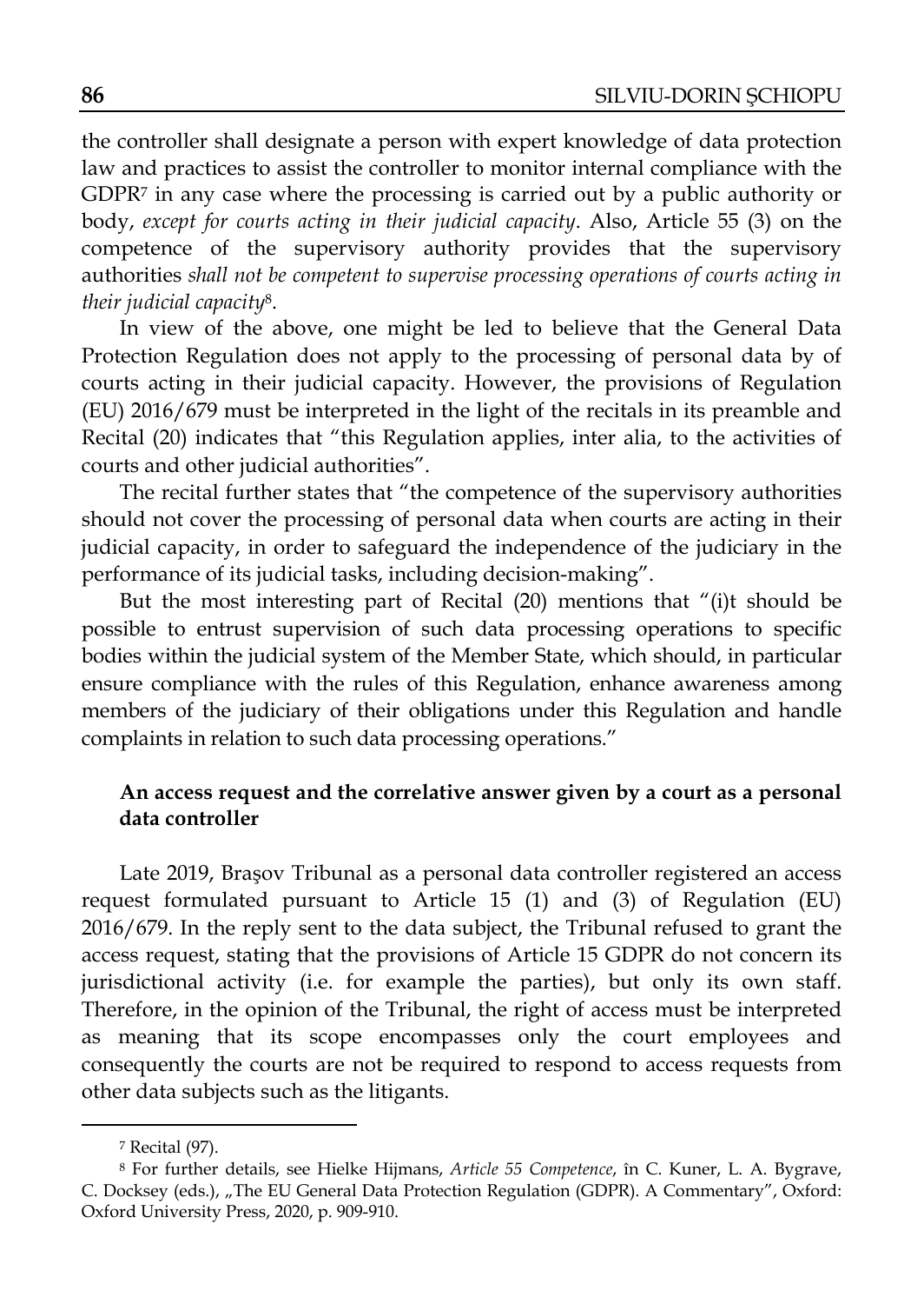the controller shall designate a person with expert knowledge of data protection law and practices to assist the controller to monitor internal compliance with the GDPR[7] in any case where the processing is carried out by a public authority or body, *except for courts acting in their judicial capacity*. Also, Article 55 (3) on the competence of the supervisory authority provides that the supervisory authorities *shall not be competent to supervise processing operations of courts acting in their judicial capacity*[8].

In view of the above, one might be led to believe that the General Data Protection Regulation does not apply to the processing of personal data by of courts acting in their judicial capacity. However, the provisions of Regulation (EU) 2016/679 must be interpreted in the light of the recitals in its preamble and Recital (20) indicates that "this Regulation applies, inter alia, to the activities of courts and other judicial authorities".

The recital further states that "the competence of the supervisory authorities should not cover the processing of personal data when courts are acting in their judicial capacity, in order to safeguard the independence of the judiciary in the performance of its judicial tasks, including decision-making".

But the most interesting part of Recital (20) mentions that "(i)t should be possible to entrust supervision of such data processing operations to specific bodies within the judicial system of the Member State, which should, in particular ensure compliance with the rules of this Regulation, enhance awareness among members of the judiciary of their obligations under this Regulation and handle complaints in relation to such data processing operations."

### An access request and the correlative answer given by a court as a personal data controller

Late 2019, Braşov Tribunal as a personal data controller registered an access request formulated pursuant to Article 15 (1) and (3) of Regulation (EU) 2016/679. In the reply sent to the data subject, the Tribunal refused to grant the access request, stating that the provisions of Article 15 GDPR do not concern its jurisdictional activity (i.e. for example the parties), but only its own staff. Therefore, in the opinion of the Tribunal, the right of access must be interpreted as meaning that its scope encompasses only the court employees and consequently the courts are not be required to respond to access requests from other data subjects such as the litigants.

---

[7] Recital (97).

[8] For further details, see Hielke Hijmans, *Article 55 Competence*, în C. Kuner, L. A. Bygrave, C. Docksey (eds.), „The EU General Data Protection Regulation (GDPR). A Commentary", Oxford: Oxford University Press, 2020, p. 909-910.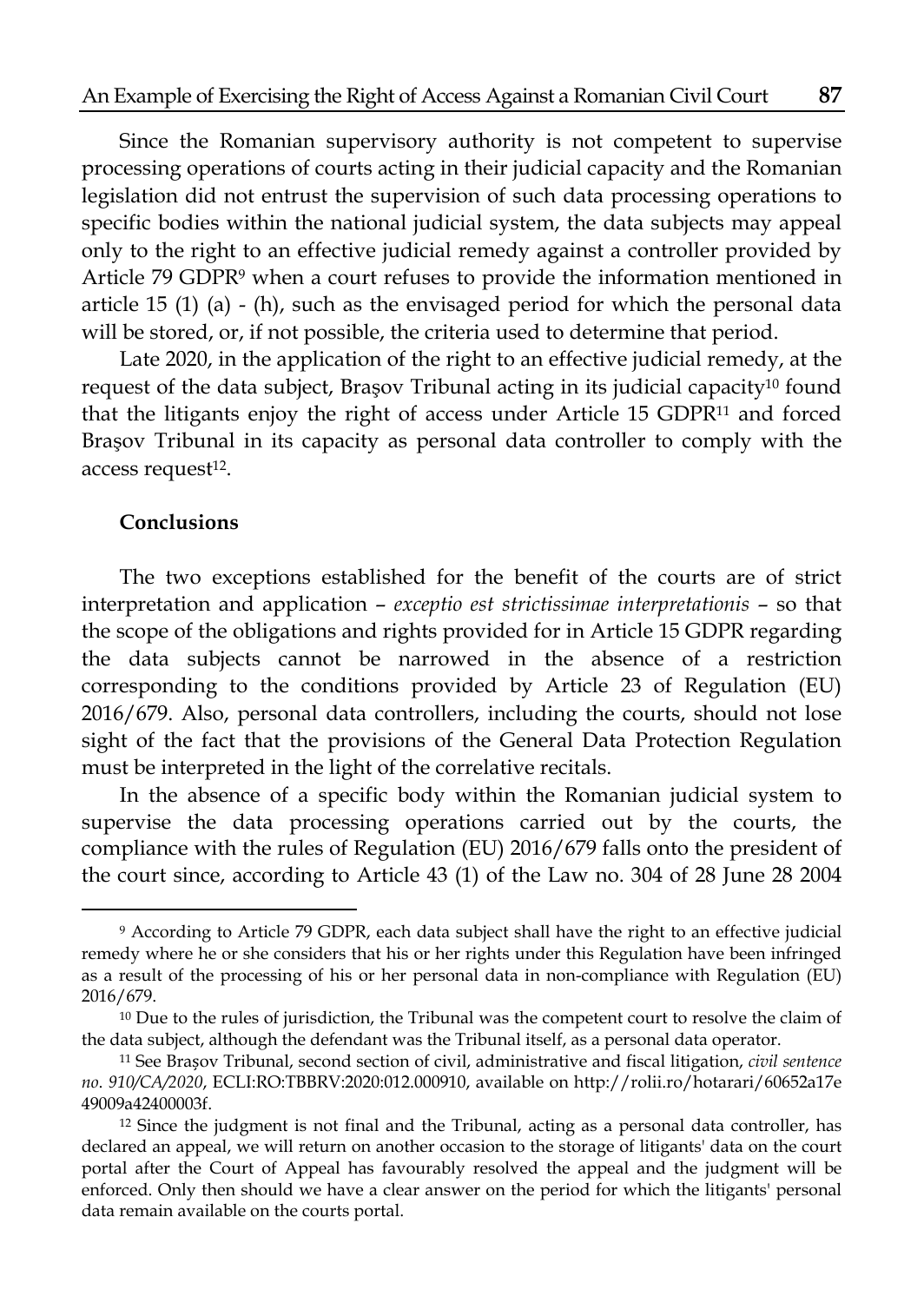Since the Romanian supervisory authority is not competent to supervise processing operations of courts acting in their judicial capacity and the Romanian legislation did not entrust the supervision of such data processing operations to specific bodies within the national judicial system, the data subjects may appeal only to the right to an effective judicial remedy against a controller provided by Article 79 GDPR[9] when a court refuses to provide the information mentioned in article 15 (1) (a) - (h), such as the envisaged period for which the personal data will be stored, or, if not possible, the criteria used to determine that period.

Late 2020, in the application of the right to an effective judicial remedy, at the request of the data subject, Braşov Tribunal acting in its judicial capacity[10] found that the litigants enjoy the right of access under Article 15 GDPR[11] and forced Braşov Tribunal in its capacity as personal data controller to comply with the access request[12].

## Conclusions

The two exceptions established for the benefit of the courts are of strict interpretation and application – *exceptio est strictissimae interpretationis* – so that the scope of the obligations and rights provided for in Article 15 GDPR regarding the data subjects cannot be narrowed in the absence of a restriction corresponding to the conditions provided by Article 23 of Regulation (EU) 2016/679. Also, personal data controllers, including the courts, should not lose sight of the fact that the provisions of the General Data Protection Regulation must be interpreted in the light of the correlative recitals.

In the absence of a specific body within the Romanian judicial system to supervise the data processing operations carried out by the courts, the compliance with the rules of Regulation (EU) 2016/679 falls onto the president of the court since, according to Article 43 (1) of the Law no. 304 of 28 June 28 2004

---

[9] According to Article 79 GDPR, each data subject shall have the right to an effective judicial remedy where he or she considers that his or her rights under this Regulation have been infringed as a result of the processing of his or her personal data in non-compliance with Regulation (EU) 2016/679.

[10] Due to the rules of jurisdiction, the Tribunal was the competent court to resolve the claim of the data subject, although the defendant was the Tribunal itself, as a personal data operator.

[11] See Brașov Tribunal, second section of civil, administrative and fiscal litigation, *civil sentence no. 910/CA/2020*, ECLI:RO:TBBRV:2020:012.000910, available on http://rolii.ro/hotarari/60652a17e49009a42400003f.

[12] Since the judgment is not final and the Tribunal, acting as a personal data controller, has declared an appeal, we will return on another occasion to the storage of litigants' data on the court portal after the Court of Appeal has favourably resolved the appeal and the judgment will be enforced. Only then should we have a clear answer on the period for which the litigants' personal data remain available on the courts portal.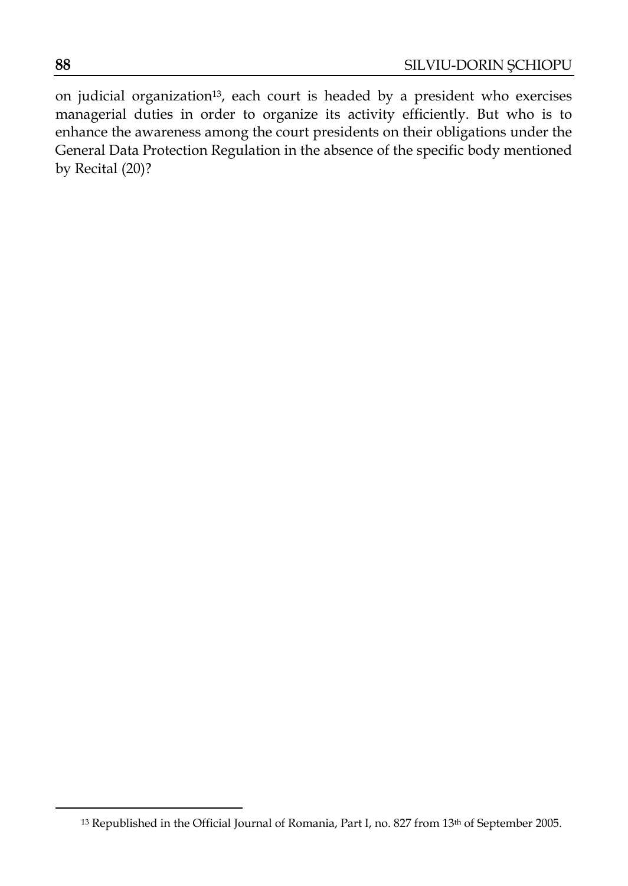on judicial organization[13], each court is headed by a president who exercises managerial duties in order to organize its activity efficiently. But who is to enhance the awareness among the court presidents on their obligations under the General Data Protection Regulation in the absence of the specific body mentioned by Recital (20)?

[13] Republished in the Official Journal of Romania, Part I, no. 827 from 13th of September 2005.